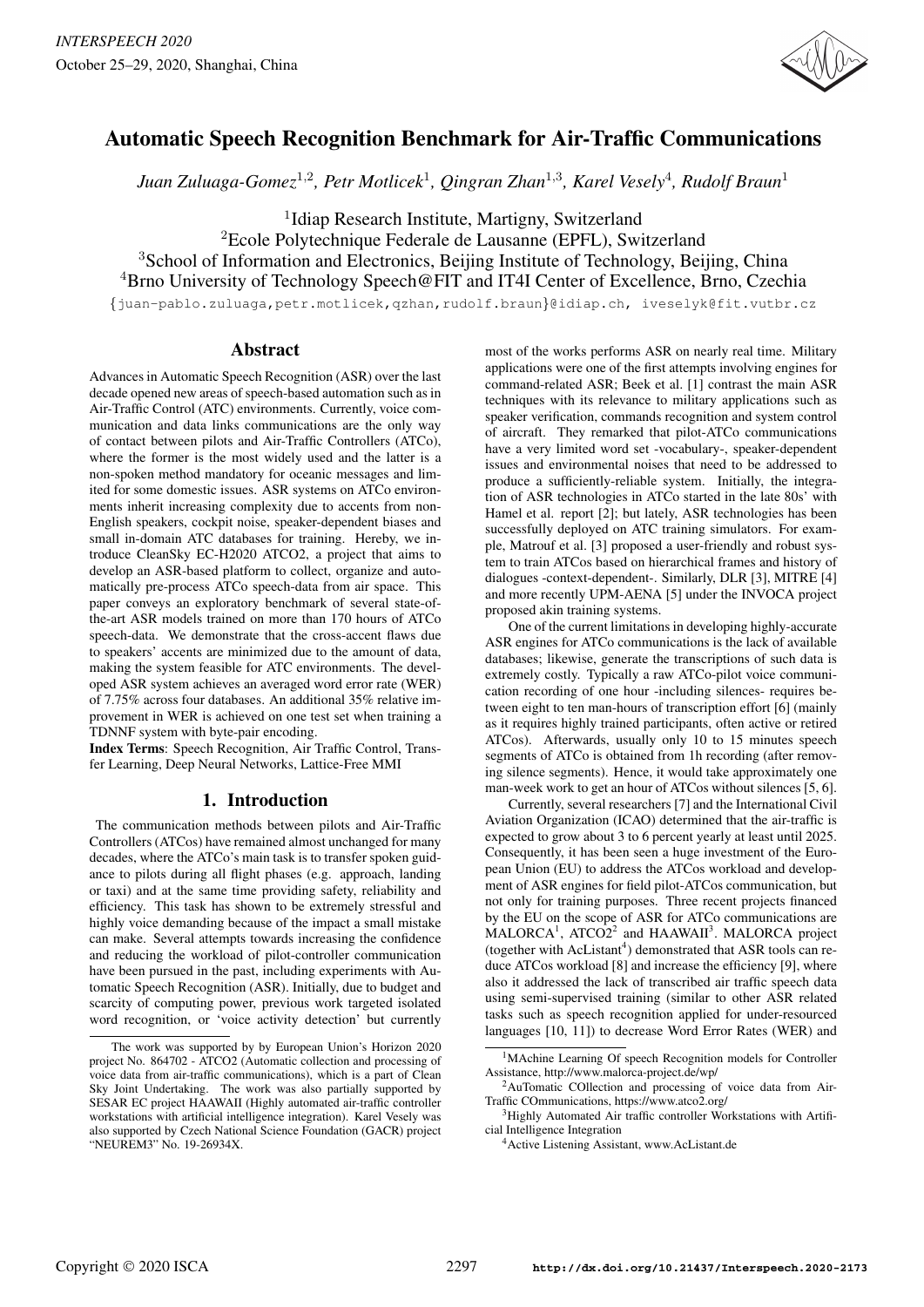# Automatic Speech Recognition Benchmark for Air-Traffic Communications

*Juan Zuluaga-Gomez*[1,2], *Petr Motlicek*[1], *Qingran Zhan*[1,3], *Karel Vesely*[4], *Rudolf Braun*[1]

[1]Idiap Research Institute, Martigny, Switzerland
[2]Ecole Polytechnique Federale de Lausanne (EPFL), Switzerland
[3]School of Information and Electronics, Beijing Institute of Technology, Beijing, China
[4]Brno University of Technology Speech@FIT and IT4I Center of Excellence, Brno, Czechia

{juan-pablo.zuluaga,petr.motlicek,qzhan,rudolf.braun}@idiap.ch, iveselyk@fit.vutbr.cz

## Abstract

Advances in Automatic Speech Recognition (ASR) over the last decade opened new areas of speech-based automation such as in Air-Traffic Control (ATC) environments. Currently, voice communication and data links communications are the only way of contact between pilots and Air-Traffic Controllers (ATCo), where the former is the most widely used and the latter is a non-spoken method mandatory for oceanic messages and limited for some domestic issues. ASR systems on ATCo environments inherit increasing complexity due to accents from non-English speakers, cockpit noise, speaker-dependent biases and small in-domain ATC databases for training. Hereby, we introduce CleanSky EC-H2020 ATCO2, a project that aims to develop an ASR-based platform to collect, organize and automatically pre-process ATCo speech-data from air space. This paper conveys an exploratory benchmark of several state-of-the-art ASR models trained on more than 170 hours of ATCo speech-data. We demonstrate that the cross-accent flaws due to speakers' accents are minimized due to the amount of data, making the system feasible for ATC environments. The developed ASR system achieves an averaged word error rate (WER) of 7.75% across four databases. An additional 35% relative improvement in WER is achieved on one test set when training a TDNNF system with byte-pair encoding.

**Index Terms**: Speech Recognition, Air Traffic Control, Transfer Learning, Deep Neural Networks, Lattice-Free MMI

## 1. Introduction

The communication methods between pilots and Air-Traffic Controllers (ATCos) have remained almost unchanged for many decades, where the ATCo's main task is to transfer spoken guidance to pilots during all flight phases (e.g. approach, landing or taxi) and at the same time providing safety, reliability and efficiency. This task has shown to be extremely stressful and highly voice demanding because of the impact a small mistake can make. Several attempts towards increasing the confidence and reducing the workload of pilot-controller communication have been pursued in the past, including experiments with Automatic Speech Recognition (ASR). Initially, due to budget and scarcity of computing power, previous work targeted isolated word recognition, or 'voice activity detection' but currently most of the works performs ASR on nearly real time. Military applications were one of the first attempts involving engines for command-related ASR; Beek et al. [1] contrast the main ASR techniques with its relevance to military applications such as speaker verification, commands recognition and system control of aircraft. They remarked that pilot-ATCo communications have a very limited word set -vocabulary-, speaker-dependent issues and environmental noises that need to be addressed to produce a sufficiently-reliable system. Initially, the integration of ASR technologies in ATCo started in the late 80s' with Hamel et al. report [2]; but lately, ASR technologies has been successfully deployed on ATC training simulators. For example, Matrouf et al. [3] proposed a user-friendly and robust system to train ATCos based on hierarchical frames and history of dialogues -context-dependent-. Similarly, DLR [3], MITRE [4] and more recently UPM-AENA [5] under the INVOCA project proposed akin training systems.

One of the current limitations in developing highly-accurate ASR engines for ATCo communications is the lack of available databases; likewise, generate the transcriptions of such data is extremely costly. Typically a raw ATCo-pilot voice communication recording of one hour -including silences- requires between eight to ten man-hours of transcription effort [6] (mainly as it requires highly trained participants, often active or retired ATCos). Afterwards, usually only 10 to 15 minutes speech segments of ATCo is obtained from 1h recording (after removing silence segments). Hence, it would take approximately one man-week work to get an hour of ATCos without silences [5, 6].

Currently, several researchers [7] and the International Civil Aviation Organization (ICAO) determined that the air-traffic is expected to grow about 3 to 6 percent yearly at least until 2025. Consequently, it has been seen a huge investment of the European Union (EU) to address the ATCos workload and development of ASR engines for field pilot-ATCos communication, but not only for training purposes. Three recent projects financed by the EU on the scope of ASR for ATCo communications are MALORCA[1], ATCO2[2] and HAAWAII[3]. MALORCA project (together with AcListant[4]) demonstrated that ASR tools can reduce ATCos workload [8] and increase the efficiency [9], where also it addressed the lack of transcribed air traffic speech data using semi-supervised training (similar to other ASR related tasks such as speech recognition applied for under-resourced languages [10, 11]) to decrease Word Error Rates (WER) and

The work was supported by by European Union's Horizon 2020 project No. 864702 - ATCO2 (Automatic collection and processing of voice data from air-traffic communications), which is a part of Clean Sky Joint Undertaking. The work was also partially supported by SESAR EC project HAAWAII (Highly automated air-traffic controller workstations with artificial intelligence integration). Karel Vesely was also supported by Czech National Science Foundation (GACR) project "NEUREM3" No. 19-26934X.

[1]MAchine Learning Of speech Recognition models for Controller Assistance, http://www.malorca-project.de/wp/

[2]AuTomatic COllection and processing of voice data from Air-Traffic COmmunications, https://www.atco2.org/

[3]Highly Automated Air traffic controller Workstations with Artificial Intelligence Integration

[4]Active Listening Assistant, www.AcListant.de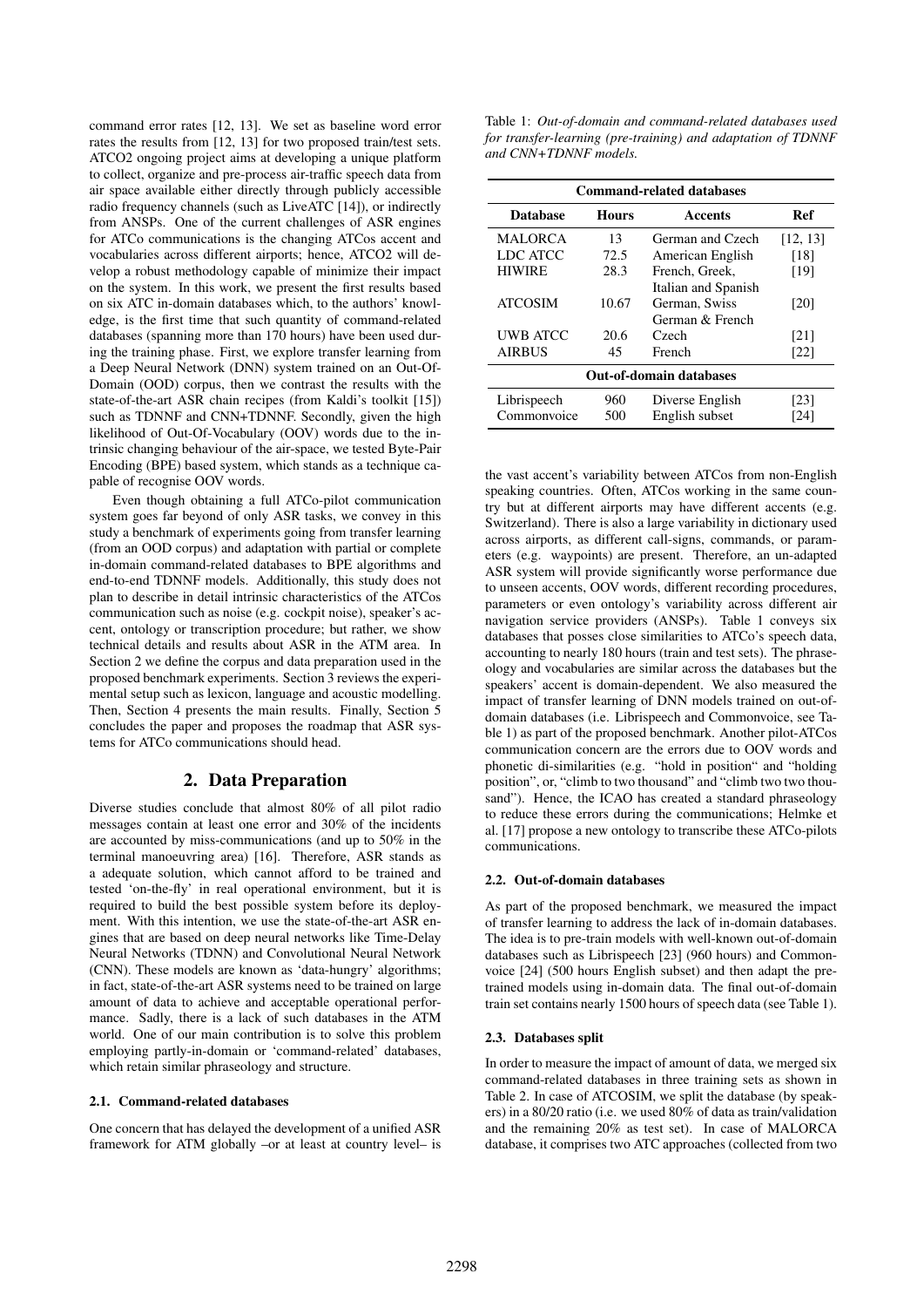command error rates [12, 13]. We set as baseline word error rates the results from [12, 13] for two proposed train/test sets. ATCO2 ongoing project aims at developing a unique platform to collect, organize and pre-process air-traffic speech data from air space available either directly through publicly accessible radio frequency channels (such as LiveATC [14]), or indirectly from ANSPs. One of the current challenges of ASR engines for ATCo communications is the changing ATCos accent and vocabularies across different airports; hence, ATCO2 will develop a robust methodology capable of minimize their impact on the system. In this work, we present the first results based on six ATC in-domain databases which, to the authors' knowledge, is the first time that such quantity of command-related databases (spanning more than 170 hours) have been used during the training phase. First, we explore transfer learning from a Deep Neural Network (DNN) system trained on an Out-Of-Domain (OOD) corpus, then we contrast the results with the state-of-the-art ASR chain recipes (from Kaldi's toolkit [15]) such as TDNNF and CNN+TDNNF. Secondly, given the high likelihood of Out-Of-Vocabulary (OOV) words due to the intrinsic changing behaviour of the air-space, we tested Byte-Pair Encoding (BPE) based system, which stands as a technique capable of recognise OOV words.

Even though obtaining a full ATCo-pilot communication system goes far beyond of only ASR tasks, we convey in this study a benchmark of experiments going from transfer learning (from an OOD corpus) and adaptation with partial or complete in-domain command-related databases to BPE algorithms and end-to-end TDNNF models. Additionally, this study does not plan to describe in detail intrinsic characteristics of the ATCos communication such as noise (e.g. cockpit noise), speaker's accent, ontology or transcription procedure; but rather, we show technical details and results about ASR in the ATM area. In Section 2 we define the corpus and data preparation used in the proposed benchmark experiments. Section 3 reviews the experimental setup such as lexicon, language and acoustic modelling. Then, Section 4 presents the main results. Finally, Section 5 concludes the paper and proposes the roadmap that ASR systems for ATCo communications should head.

## 2. Data Preparation

Diverse studies conclude that almost 80% of all pilot radio messages contain at least one error and 30% of the incidents are accounted by miss-communications (and up to 50% in the terminal manoeuvring area) [16]. Therefore, ASR stands as a adequate solution, which cannot afford to be trained and tested 'on-the-fly' in real operational environment, but it is required to build the best possible system before its deployment. With this intention, we use the state-of-the-art ASR engines that are based on deep neural networks like Time-Delay Neural Networks (TDNN) and Convolutional Neural Network (CNN). These models are known as 'data-hungry' algorithms; in fact, state-of-the-art ASR systems need to be trained on large amount of data to achieve and acceptable operational performance. Sadly, there is a lack of such databases in the ATM world. One of our main contribution is to solve this problem employing partly-in-domain or 'command-related' databases, which retain similar phraseology and structure.

### 2.1. Command-related databases

One concern that has delayed the development of a unified ASR framework for ATM globally –or at least at country level– is the vast accent's variability between ATCos from non-English speaking countries. Often, ATCos working in the same country but at different airports may have different accents (e.g. Switzerland). There is also a large variability in dictionary used across airports, as different call-signs, commands, or parameters (e.g. waypoints) are present. Therefore, an un-adapted ASR system will provide significantly worse performance due to unseen accents, OOV words, different recording procedures, parameters or even ontology's variability across different air navigation service providers (ANSPs). Table 1 conveys six databases that posses close similarities to ATCo's speech data, accounting to nearly 180 hours (train and test sets). The phraseology and vocabularies are similar across the databases but the speakers' accent is domain-dependent. We also measured the impact of transfer learning of DNN models trained on out-of-domain databases (i.e. Librispeech and Commonvoice, see Table 1) as part of the proposed benchmark. Another pilot-ATCos communication concern are the errors due to OOV words and phonetic di-similarities (e.g. "hold in position" and "holding position", or, "climb to two thousand" and "climb two two thousand"). Hence, the ICAO has created a standard phraseology to reduce these errors during the communications; Helmke et al. [17] propose a new ontology to transcribe these ATCo-pilots communications.

Table 1: *Out-of-domain and command-related databases used for transfer-learning (pre-training) and adaptation of TDNNF and CNN+TDNNF models.*

| **Command-related databases** | | | |
|---|---|---|---|
| **Database** | **Hours** | **Accents** | **Ref** |
| MALORCA | 13 | German and Czech | [12, 13] |
| LDC ATCC | 72.5 | American English | [18] |
| HIWIRE | 28.3 | French, Greek, Italian and Spanish | [19] |
| ATCOSIM | 10.67 | German, Swiss German & French | [20] |
| UWB ATCC | 20.6 | Czech | [21] |
| AIRBUS | 45 | French | [22] |
| **Out-of-domain databases** | | | |
| Librispeech | 960 | Diverse English | [23] |
| Commonvoice | 500 | English subset | [24] |

### 2.2. Out-of-domain databases

As part of the proposed benchmark, we measured the impact of transfer learning to address the lack of in-domain databases. The idea is to pre-train models with well-known out-of-domain databases such as Librispeech [23] (960 hours) and Commonvoice [24] (500 hours English subset) and then adapt the pre-trained models using in-domain data. The final out-of-domain train set contains nearly 1500 hours of speech data (see Table 1).

### 2.3. Databases split

In order to measure the impact of amount of data, we merged six command-related databases in three training sets as shown in Table 2. In case of ATCOSIM, we split the database (by speakers) in a 80/20 ratio (i.e. we used 80% of data as train/validation and the remaining 20% as test set). In case of MALORCA database, it comprises two ATC approaches (collected from two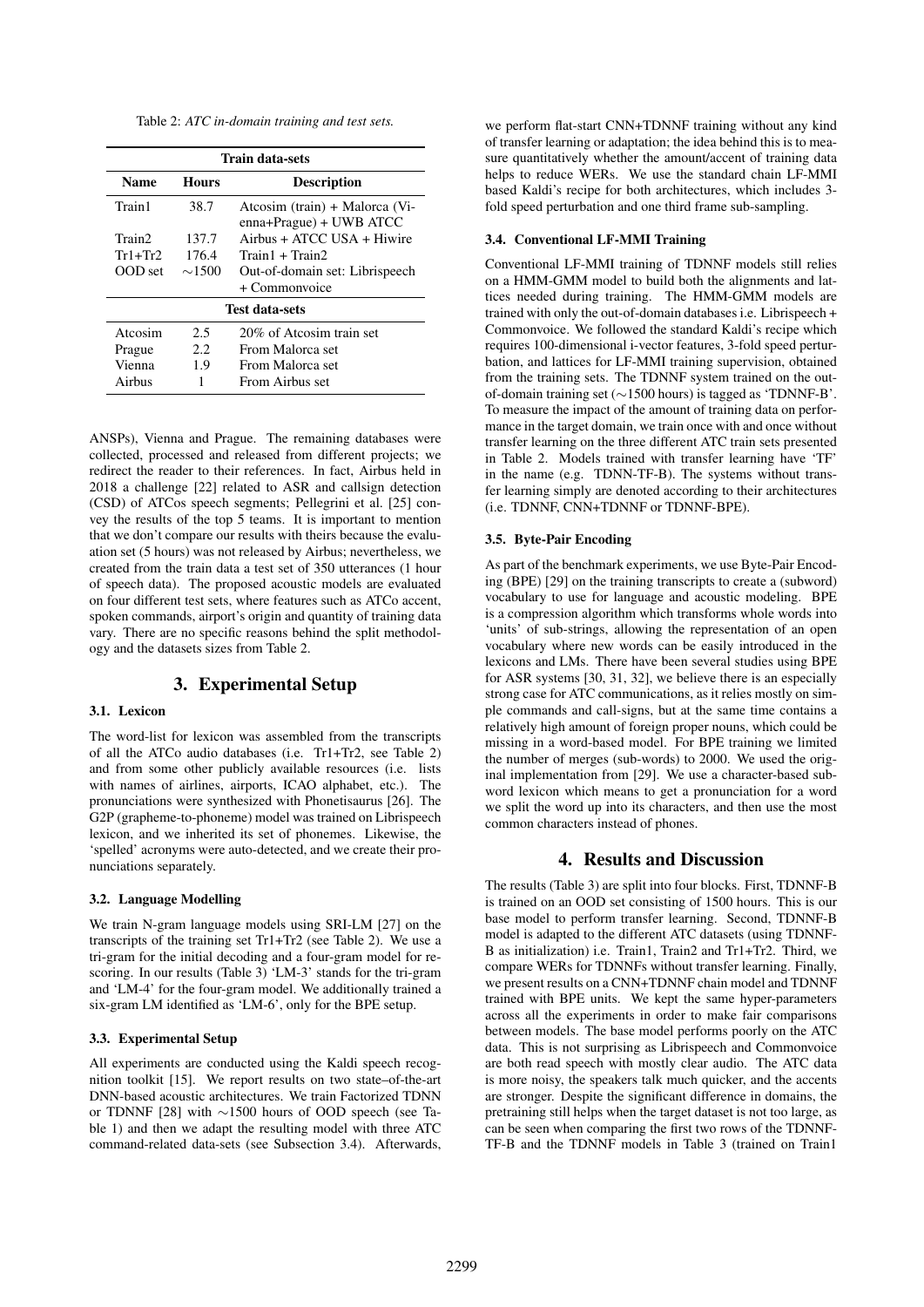Table 2: *ATC in-domain training and test sets.*

| Name | Hours | Description |
|---|---|---|
| **Train data-sets** | | |
| Train1 | 38.7 | Atcosim (train) + Malorca (Vienna+Prague) + UWB ATCC |
| Train2 | 137.7 | Airbus + ATCC USA + Hiwire |
| Tr1+Tr2 | 176.4 | Train1 + Train2 |
| OOD set | ∼1500 | Out-of-domain set: Librispeech + Commonvoice |
| **Test data-sets** | | |
| Atcosim | 2.5 | 20% of Atcosim train set |
| Prague | 2.2 | From Malorca set |
| Vienna | 1.9 | From Malorca set |
| Airbus | 1 | From Airbus set |

ANSPs), Vienna and Prague. The remaining databases were collected, processed and released from different projects; we redirect the reader to their references. In fact, Airbus held in 2018 a challenge [22] related to ASR and callsign detection (CSD) of ATCos speech segments; Pellegrini et al. [25] convey the results of the top 5 teams. It is important to mention that we don't compare our results with theirs because the evaluation set (5 hours) was not released by Airbus; nevertheless, we created from the train data a test set of 350 utterances (1 hour of speech data). The proposed acoustic models are evaluated on four different test sets, where features such as ATCo accent, spoken commands, airport's origin and quantity of training data vary. There are no specific reasons behind the split methodology and the datasets sizes from Table 2.

## 3. Experimental Setup

### 3.1. Lexicon

The word-list for lexicon was assembled from the transcripts of all the ATCo audio databases (i.e. Tr1+Tr2, see Table 2) and from some other publicly available resources (i.e. lists with names of airlines, airports, ICAO alphabet, etc.). The pronunciations were synthesized with Phonetisaurus [26]. The G2P (grapheme-to-phoneme) model was trained on Librispeech lexicon, and we inherited its set of phonemes. Likewise, the 'spelled' acronyms were auto-detected, and we create their pronunciations separately.

### 3.2. Language Modelling

We train N-gram language models using SRI-LM [27] on the transcripts of the training set Tr1+Tr2 (see Table 2). We use a tri-gram for the initial decoding and a four-gram model for rescoring. In our results (Table 3) 'LM-3' stands for the tri-gram and 'LM-4' for the four-gram model. We additionally trained a six-gram LM identified as 'LM-6', only for the BPE setup.

### 3.3. Experimental Setup

All experiments are conducted using the Kaldi speech recognition toolkit [15]. We report results on two state–of-the-art DNN-based acoustic architectures. We train Factorized TDNN or TDNNF [28] with ∼1500 hours of OOD speech (see Table 1) and then we adapt the resulting model with three ATC command-related data-sets (see Subsection 3.4). Afterwards, we perform flat-start CNN+TDNNF training without any kind of transfer learning or adaptation; the idea behind this is to measure quantitatively whether the amount/accent of training data helps to reduce WERs. We use the standard chain LF-MMI based Kaldi's recipe for both architectures, which includes 3-fold speed perturbation and one third frame sub-sampling.

### 3.4. Conventional LF-MMI Training

Conventional LF-MMI training of TDNNF models still relies on a HMM-GMM model to build both the alignments and lattices needed during training. The HMM-GMM models are trained with only the out-of-domain databases i.e. Librispeech + Commonvoice. We followed the standard Kaldi's recipe which requires 100-dimensional i-vector features, 3-fold speed perturbation, and lattices for LF-MMI training supervision, obtained from the training sets. The TDNNF system trained on the out-of-domain training set (∼1500 hours) is tagged as 'TDNNF-B'. To measure the impact of the amount of training data on performance in the target domain, we train once with and once without transfer learning on the three different ATC train sets presented in Table 2. Models trained with transfer learning have 'TF' in the name (e.g. TDNN-TF-B). The systems without transfer learning simply are denoted according to their architectures (i.e. TDNNF, CNN+TDNNF or TDNNF-BPE).

### 3.5. Byte-Pair Encoding

As part of the benchmark experiments, we use Byte-Pair Encoding (BPE) [29] on the training transcripts to create a (subword) vocabulary to use for language and acoustic modeling. BPE is a compression algorithm which transforms whole words into 'units' of sub-strings, allowing the representation of an open vocabulary where new words can be easily introduced in the lexicons and LMs. There have been several studies using BPE for ASR systems [30, 31, 32], we believe there is an especially strong case for ATC communications, as it relies mostly on simple commands and call-signs, but at the same time contains a relatively high amount of foreign proper nouns, which could be missing in a word-based model. For BPE training we limited the number of merges (sub-words) to 2000. We used the original implementation from [29]. We use a character-based subword lexicon which means to get a pronunciation for a word we split the word up into its characters, and then use the most common characters instead of phones.

## 4. Results and Discussion

The results (Table 3) are split into four blocks. First, TDNNF-B is trained on an OOD set consisting of 1500 hours. This is our base model to perform transfer learning. Second, TDNNF-B model is adapted to the different ATC datasets (using TDNNF-B as initialization) i.e. Train1, Train2 and Tr1+Tr2. Third, we compare WERs for TDNNFs without transfer learning. Finally, we present results on a CNN+TDNNF chain model and TDNNF trained with BPE units. We kept the same hyper-parameters across all the experiments in order to make fair comparisons between models. The base model performs poorly on the ATC data. This is not surprising as Librispeech and Commonvoice are both read speech with mostly clear audio. The ATC data is more noisy, the speakers talk much quicker, and the accents are stronger. Despite the significant difference in domains, the pretraining still helps when the target dataset is not too large, as can be seen when comparing the first two rows of the TDNNF-TF-B and the TDNNF models in Table 3 (trained on Train1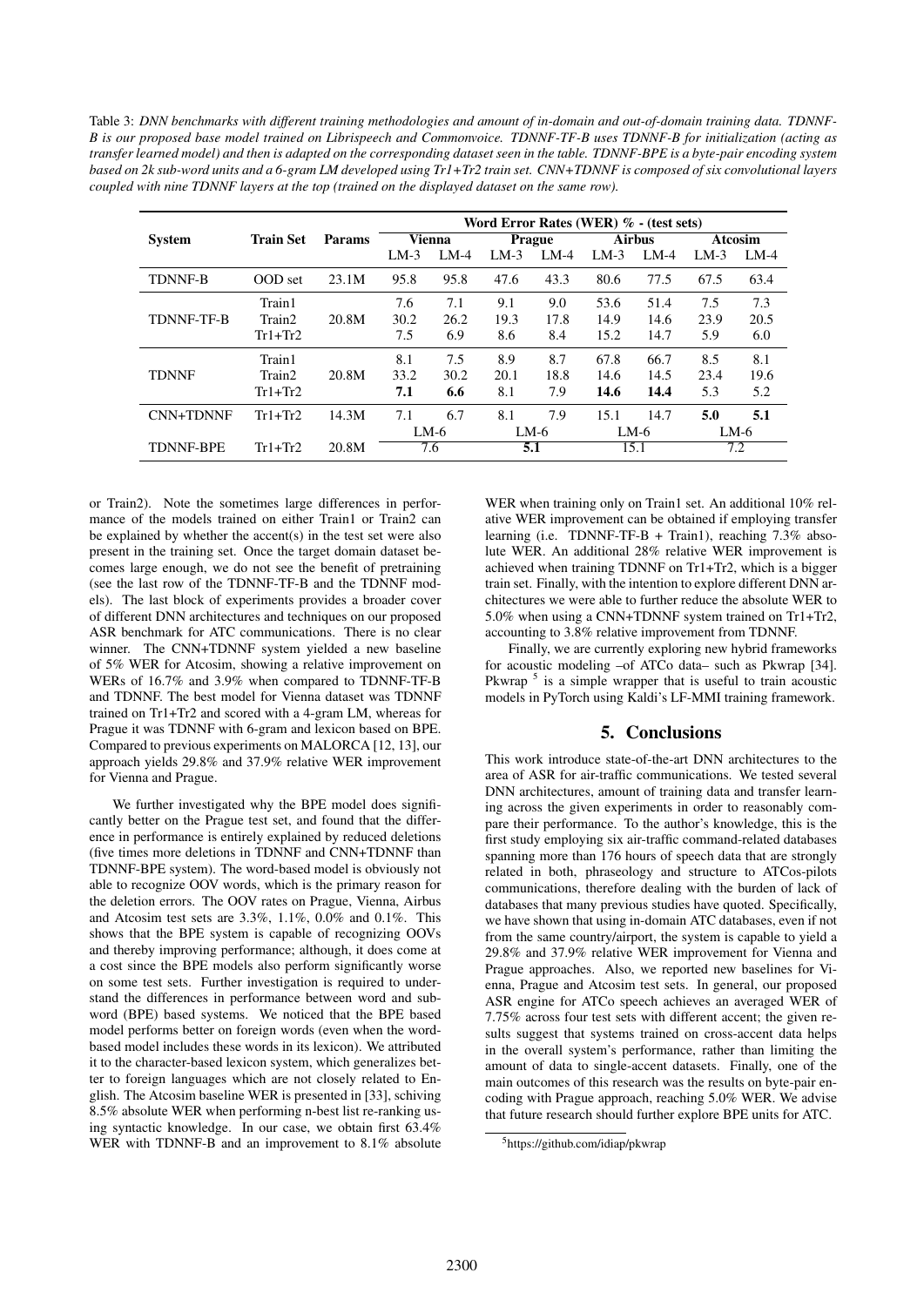Table 3: *DNN benchmarks with different training methodologies and amount of in-domain and out-of-domain training data. TDNNF-B is our proposed base model trained on Librispeech and Commonvoice. TDNNF-TF-B uses TDNNF-B for initialization (acting as transfer learned model) and then is adapted on the corresponding dataset seen in the table. TDNNF-BPE is a byte-pair encoding system based on 2k sub-word units and a 6-gram LM developed using Tr1+Tr2 train set. CNN+TDNNF is composed of six convolutional layers coupled with nine TDNNF layers at the top (trained on the displayed dataset on the same row).*

| System | Train Set | Params | Word Error Rates (WER) % - (test sets) | | | | | | | |
|---|---|---|---|---|---|---|---|---|---|---|
| | | | Vienna | | Prague | | Airbus | | Atcosim | |
| | | | LM-3 | LM-4 | LM-3 | LM-4 | LM-3 | LM-4 | LM-3 | LM-4 |
| TDNNF-B | OOD set | 23.1M | 95.8 | 95.8 | 47.6 | 43.3 | 80.6 | 77.5 | 67.5 | 63.4 |
| TDNNF-TF-B | Train1 | 20.8M | 7.6 | 7.1 | 9.1 | 9.0 | 53.6 | 51.4 | 7.5 | 7.3 |
| | Train2 | | 30.2 | 26.2 | 19.3 | 17.8 | 14.9 | 14.6 | 23.9 | 20.5 |
| | Tr1+Tr2 | | 7.5 | 6.9 | 8.6 | 8.4 | 15.2 | 14.7 | 5.9 | 6.0 |
| TDNNF | Train1 | 20.8M | 8.1 | 7.5 | 8.9 | 8.7 | 67.8 | 66.7 | 8.5 | 8.1 |
| | Train2 | | 33.2 | 30.2 | 20.1 | 18.8 | 14.6 | 14.5 | 23.4 | 19.6 |
| | Tr1+Tr2 | | **7.1** | **6.6** | 8.1 | 7.9 | **14.6** | **14.4** | 5.3 | 5.2 |
| CNN+TDNNF | Tr1+Tr2 | 14.3M | 7.1 | 6.7 | 8.1 | 7.9 | 15.1 | 14.7 | **5.0** | **5.1** |
| | | | LM-6 | | LM-6 | | LM-6 | | LM-6 | |
| TDNNF-BPE | Tr1+Tr2 | 20.8M | 7.6 | | **5.1** | | 15.1 | | 7.2 | |

or Train2). Note the sometimes large differences in performance of the models trained on either Train1 or Train2 can be explained by whether the accent(s) in the test set were also present in the training set. Once the target domain dataset becomes large enough, we do not see the benefit of pretraining (see the last row of the TDNNF-TF-B and the TDNNF models). The last block of experiments provides a broader cover of different DNN architectures and techniques on our proposed ASR benchmark for ATC communications. There is no clear winner. The CNN+TDNNF system yielded a new baseline of 5% WER for Atcosim, showing a relative improvement on WERs of 16.7% and 3.9% when compared to TDNNF-TF-B and TDNNF. The best model for Vienna dataset was TDNNF trained on Tr1+Tr2 and scored with a 4-gram LM, whereas for Prague it was TDNNF with 6-gram and lexicon based on BPE. Compared to previous experiments on MALORCA [12, 13], our approach yields 29.8% and 37.9% relative WER improvement for Vienna and Prague.

We further investigated why the BPE model does significantly better on the Prague test set, and found that the difference in performance is entirely explained by reduced deletions (five times more deletions in TDNNF and CNN+TDNNF than TDNNF-BPE system). The word-based model is obviously not able to recognize OOV words, which is the primary reason for the deletion errors. The OOV rates on Prague, Vienna, Airbus and Atcosim test sets are 3.3%, 1.1%, 0.0% and 0.1%. This shows that the BPE system is capable of recognizing OOVs and thereby improving performance; although, it does come at a cost since the BPE models also perform significantly worse on some test sets. Further investigation is required to understand the differences in performance between word and sub-word (BPE) based systems. We noticed that the BPE based model performs better on foreign words (even when the word-based model includes these words in its lexicon). We attributed it to the character-based lexicon system, which generalizes better to foreign languages which are not closely related to English. The Atcosim baseline WER is presented in [33], schiving 8.5% absolute WER when performing n-best list re-ranking using syntactic knowledge. In our case, we obtain first 63.4% WER with TDNNF-B and an improvement to 8.1% absolute WER when training only on Train1 set. An additional 10% relative WER improvement can be obtained if employing transfer learning (i.e. TDNNF-TF-B + Train1), reaching 7.3% absolute WER. An additional 28% relative WER improvement is achieved when training TDNNF on Tr1+Tr2, which is a bigger train set. Finally, with the intention to explore different DNN architectures we were able to further reduce the absolute WER to 5.0% when using a CNN+TDNNF system trained on Tr1+Tr2, accounting to 3.8% relative improvement from TDNNF.

Finally, we are currently exploring new hybrid frameworks for acoustic modeling –of ATCo data– such as Pkwrap [34]. Pkwrap [5] is a simple wrapper that is useful to train acoustic models in PyTorch using Kaldi's LF-MMI training framework.

## 5. Conclusions

This work introduce state-of-the-art DNN architectures to the area of ASR for air-traffic communications. We tested several DNN architectures, amount of training data and transfer learning across the given experiments in order to reasonably compare their performance. To the author's knowledge, this is the first study employing six air-traffic command-related databases spanning more than 176 hours of speech data that are strongly related in both, phraseology and structure to ATCos-pilots communications, therefore dealing with the burden of lack of databases that many previous studies have quoted. Specifically, we have shown that using in-domain ATC databases, even if not from the same country/airport, the system is capable to yield a 29.8% and 37.9% relative WER improvement for Vienna and Prague approaches. Also, we reported new baselines for Vienna, Prague and Atcosim test sets. In general, our proposed ASR engine for ATCo speech achieves an averaged WER of 7.75% across four test sets with different accent; the given results suggest that systems trained on cross-accent data helps in the overall system's performance, rather than limiting the amount of data to single-accent datasets. Finally, one of the main outcomes of this research was the results on byte-pair encoding with Prague approach, reaching 5.0% WER. We advise that future research should further explore BPE units for ATC.

[5] https://github.com/idiap/pkwrap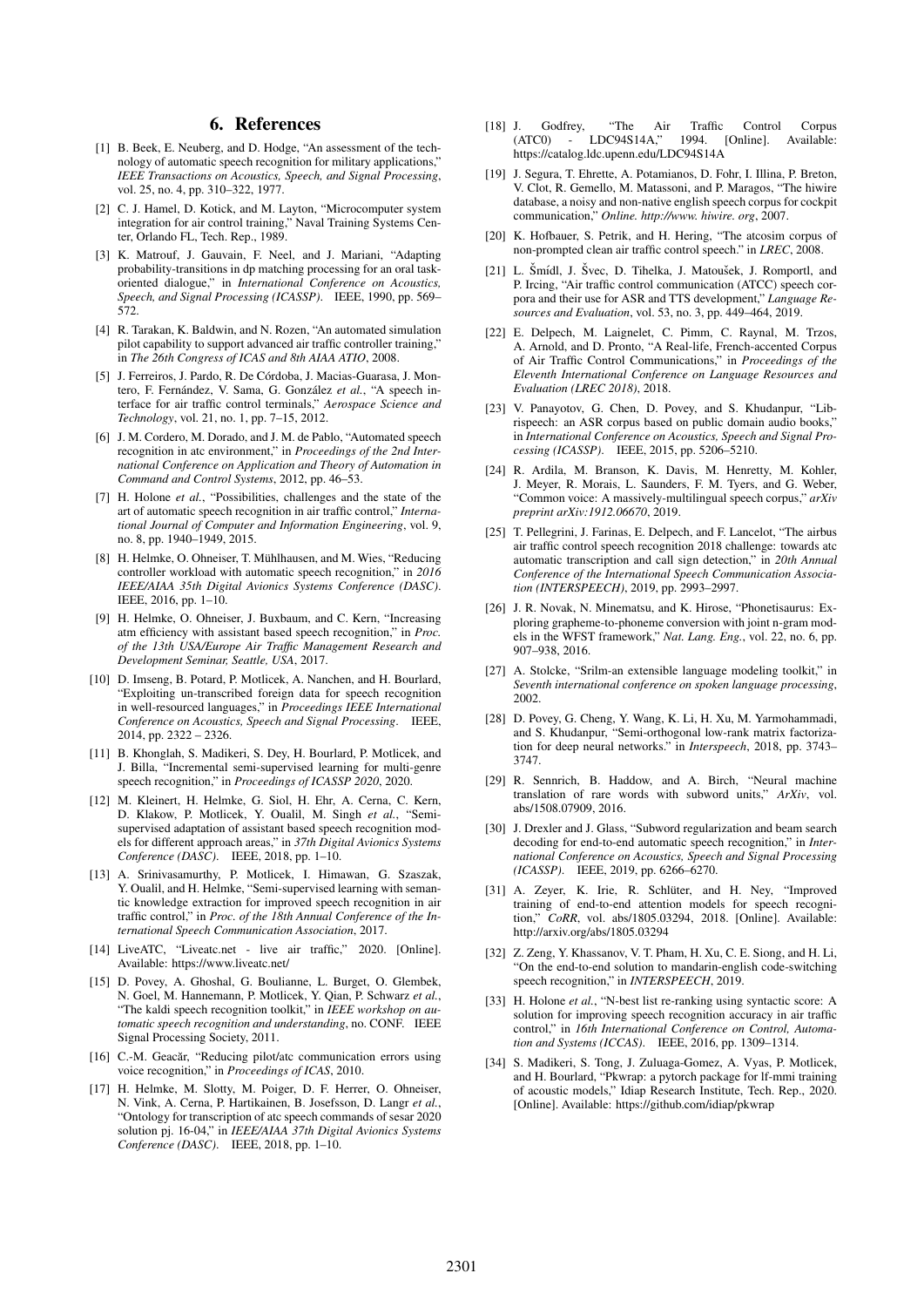## 6. References

[1] B. Beek, E. Neuberg, and D. Hodge, "An assessment of the technology of automatic speech recognition for military applications," *IEEE Transactions on Acoustics, Speech, and Signal Processing*, vol. 25, no. 4, pp. 310–322, 1977.

[2] C. J. Hamel, D. Kotick, and M. Layton, "Microcomputer system integration for air control training," Naval Training Systems Center, Orlando FL, Tech. Rep., 1989.

[3] K. Matrouf, J. Gauvain, F. Neel, and J. Mariani, "Adapting probability-transitions in dp matching processing for an oral task-oriented dialogue," in *International Conference on Acoustics, Speech, and Signal Processing (ICASSP)*. IEEE, 1990, pp. 569–572.

[4] R. Tarakan, K. Baldwin, and N. Rozen, "An automated simulation pilot capability to support advanced air traffic controller training," in *The 26th Congress of ICAS and 8th AIAA ATIO*, 2008.

[5] J. Ferreiros, J. Pardo, R. De Córdoba, J. Macias-Guarasa, J. Montero, F. Fernández, V. Sama, G. González *et al.*, "A speech interface for air traffic control terminals," *Aerospace Science and Technology*, vol. 21, no. 1, pp. 7–15, 2012.

[6] J. M. Cordero, M. Dorado, and J. M. de Pablo, "Automated speech recognition in atc environment," in *Proceedings of the 2nd International Conference on Application and Theory of Automation in Command and Control Systems*, 2012, pp. 46–53.

[7] H. Holone *et al.*, "Possibilities, challenges and the state of the art of automatic speech recognition in air traffic control," *International Journal of Computer and Information Engineering*, vol. 9, no. 8, pp. 1940–1949, 2015.

[8] H. Helmke, O. Ohneiser, T. Mühlhausen, and M. Wies, "Reducing controller workload with automatic speech recognition," in *2016 IEEE/AIAA 35th Digital Avionics Systems Conference (DASC)*. IEEE, 2016, pp. 1–10.

[9] H. Helmke, O. Ohneiser, J. Buxbaum, and C. Kern, "Increasing atm efficiency with assistant based speech recognition," in *Proc. of the 13th USA/Europe Air Traffic Management Research and Development Seminar, Seattle, USA*, 2017.

[10] D. Imseng, B. Potard, P. Motlicek, A. Nanchen, and H. Bourlard, "Exploiting un-transcribed foreign data for speech recognition in well-resourced languages," in *Proceedings IEEE International Conference on Acoustics, Speech and Signal Processing*. IEEE, 2014, pp. 2322 – 2326.

[11] B. Khonglah, S. Madikeri, S. Dey, H. Bourlard, P. Motlicek, and J. Billa, "Incremental semi-supervised learning for multi-genre speech recognition," in *Proceedings of ICASSP 2020*, 2020.

[12] M. Kleinert, H. Helmke, G. Siol, H. Ehr, A. Cerna, C. Kern, D. Klakow, P. Motlicek, Y. Oualil, M. Singh *et al.*, "Semi-supervised adaptation of assistant based speech recognition models for different approach areas," in *37th Digital Avionics Systems Conference (DASC)*. IEEE, 2018, pp. 1–10.

[13] A. Srinivasamurthy, P. Motlicek, I. Himawan, G. Szaszak, Y. Oualil, and H. Helmke, "Semi-supervised learning with semantic knowledge extraction for improved speech recognition in air traffic control," in *Proc. of the 18th Annual Conference of the International Speech Communication Association*, 2017.

[14] LiveATC, "Liveatc.net - live air traffic," 2020. [Online]. Available: https://www.liveatc.net/

[15] D. Povey, A. Ghoshal, G. Boulianne, L. Burget, O. Glembek, N. Goel, M. Hannemann, P. Motlicek, Y. Qian, P. Schwarz *et al.*, "The kaldi speech recognition toolkit," in *IEEE workshop on automatic speech recognition and understanding*, no. CONF. IEEE Signal Processing Society, 2011.

[16] C.-M. Geacăr, "Reducing pilot/atc communication errors using voice recognition," in *Proceedings of ICAS*, 2010.

[17] H. Helmke, M. Slotty, M. Poiger, D. F. Herrer, O. Ohneiser, N. Vink, A. Cerna, P. Hartikainen, B. Josefsson, D. Langr *et al.*, "Ontology for transcription of atc speech commands of sesar 2020 solution pj. 16-04," in *IEEE/AIAA 37th Digital Avionics Systems Conference (DASC)*. IEEE, 2018, pp. 1–10.

[18] J. Godfrey, "The Air Traffic Control Corpus (ATC0) - LDC94S14A," 1994. [Online]. Available: https://catalog.ldc.upenn.edu/LDC94S14A

[19] J. Segura, T. Ehrette, A. Potamianos, D. Fohr, I. Illina, P. Breton, V. Clot, R. Gemello, M. Matassoni, and P. Maragos, "The hiwire database, a noisy and non-native english speech corpus for cockpit communication," *Online. http://www. hiwire. org*, 2007.

[20] K. Hofbauer, S. Petrik, and H. Hering, "The atcosim corpus of non-prompted clean air traffic control speech." in *LREC*, 2008.

[21] L. Šmídl, J. Švec, D. Tihelka, J. Matoušek, J. Romportl, and P. Ircing, "Air traffic control communication (ATCC) speech corpora and their use for ASR and TTS development," *Language Resources and Evaluation*, vol. 53, no. 3, pp. 449–464, 2019.

[22] E. Delpech, M. Laignelet, C. Pimm, C. Raynal, M. Trzos, A. Arnold, and D. Pronto, "A Real-life, French-accented Corpus of Air Traffic Control Communications," in *Proceedings of the Eleventh International Conference on Language Resources and Evaluation (LREC 2018)*, 2018.

[23] V. Panayotov, G. Chen, D. Povey, and S. Khudanpur, "Librispeech: an ASR corpus based on public domain audio books," in *International Conference on Acoustics, Speech and Signal Processing (ICASSP)*. IEEE, 2015, pp. 5206–5210.

[24] R. Ardila, M. Branson, K. Davis, M. Henretty, M. Kohler, J. Meyer, R. Morais, L. Saunders, F. M. Tyers, and G. Weber, "Common voice: A massively-multilingual speech corpus," *arXiv preprint arXiv:1912.06670*, 2019.

[25] T. Pellegrini, J. Farinas, E. Delpech, and F. Lancelot, "The airbus air traffic control speech recognition 2018 challenge: towards atc automatic transcription and call sign detection," in *20th Annual Conference of the International Speech Communication Association (INTERSPEECH)*, 2019, pp. 2993–2997.

[26] J. R. Novak, N. Minematsu, and K. Hirose, "Phonetisaurus: Exploring grapheme-to-phoneme conversion with joint n-gram models in the WFST framework," *Nat. Lang. Eng.*, vol. 22, no. 6, pp. 907–938, 2016.

[27] A. Stolcke, "Srilm-an extensible language modeling toolkit," in *Seventh international conference on spoken language processing*, 2002.

[28] D. Povey, G. Cheng, Y. Wang, K. Li, H. Xu, M. Yarmohammadi, and S. Khudanpur, "Semi-orthogonal low-rank matrix factorization for deep neural networks." in *Interspeech*, 2018, pp. 3743–3747.

[29] R. Sennrich, B. Haddow, and A. Birch, "Neural machine translation of rare words with subword units," *ArXiv*, vol. abs/1508.07909, 2016.

[30] J. Drexler and J. Glass, "Subword regularization and beam search decoding for end-to-end automatic speech recognition," in *International Conference on Acoustics, Speech and Signal Processing (ICASSP)*. IEEE, 2019, pp. 6266–6270.

[31] A. Zeyer, K. Irie, R. Schlüter, and H. Ney, "Improved training of end-to-end attention models for speech recognition," *CoRR*, vol. abs/1805.03294, 2018. [Online]. Available: http://arxiv.org/abs/1805.03294

[32] Z. Zeng, Y. Khassanov, V. T. Pham, H. Xu, C. E. Siong, and H. Li, "On the end-to-end solution to mandarin-english code-switching speech recognition," in *INTERSPEECH*, 2019.

[33] H. Holone *et al.*, "N-best list re-ranking using syntactic score: A solution for improving speech recognition accuracy in air traffic control," in *16th International Conference on Control, Automation and Systems (ICCAS)*. IEEE, 2016, pp. 1309–1314.

[34] S. Madikeri, S. Tong, J. Zuluaga-Gomez, A. Vyas, P. Motlicek, and H. Bourlard, "Pkwrap: a pytorch package for lf-mmi training of acoustic models," Idiap Research Institute, Tech. Rep., 2020. [Online]. Available: https://github.com/idiap/pkwrap